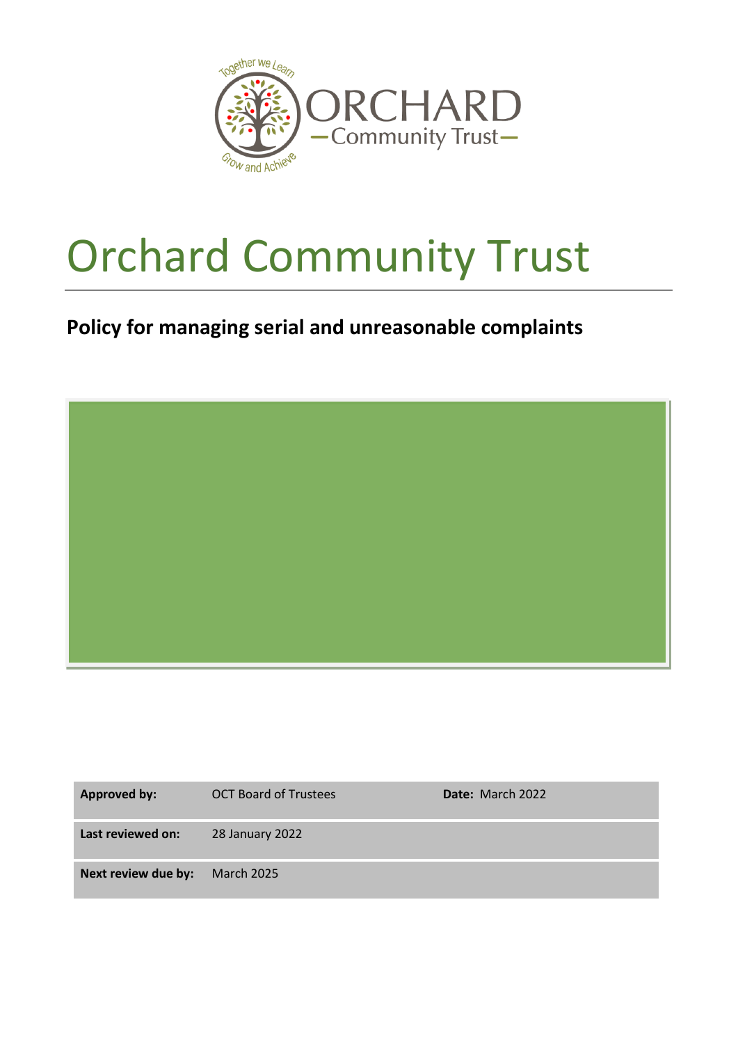Together we Learn

ORCHARD
— Community Trust —

Grow and Achieve

# Orchard Community Trust

## Policy for managing serial and unreasonable complaints

| **Approved by:** | OCT Board of Trustees | **Date:** March 2022 |
|---|---|---|
| **Last reviewed on:** | 28 January 2022 | |
| **Next review due by:** | March 2025 | |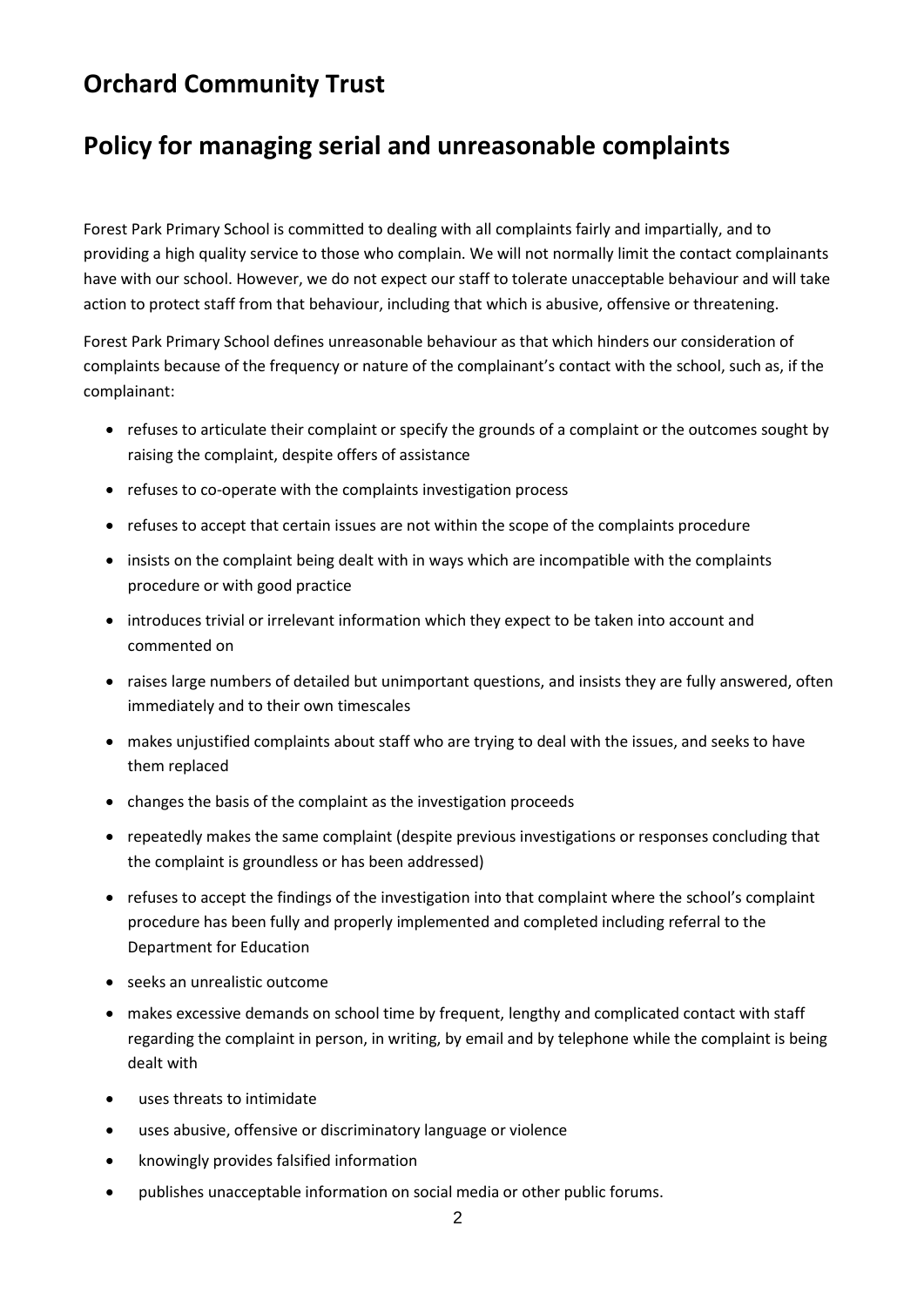## Orchard Community Trust

## Policy for managing serial and unreasonable complaints

Forest Park Primary School is committed to dealing with all complaints fairly and impartially, and to providing a high quality service to those who complain. We will not normally limit the contact complainants have with our school. However, we do not expect our staff to tolerate unacceptable behaviour and will take action to protect staff from that behaviour, including that which is abusive, offensive or threatening.

Forest Park Primary School defines unreasonable behaviour as that which hinders our consideration of complaints because of the frequency or nature of the complainant's contact with the school, such as, if the complainant:

- refuses to articulate their complaint or specify the grounds of a complaint or the outcomes sought by raising the complaint, despite offers of assistance
- refuses to co-operate with the complaints investigation process
- refuses to accept that certain issues are not within the scope of the complaints procedure
- insists on the complaint being dealt with in ways which are incompatible with the complaints procedure or with good practice
- introduces trivial or irrelevant information which they expect to be taken into account and commented on
- raises large numbers of detailed but unimportant questions, and insists they are fully answered, often immediately and to their own timescales
- makes unjustified complaints about staff who are trying to deal with the issues, and seeks to have them replaced
- changes the basis of the complaint as the investigation proceeds
- repeatedly makes the same complaint (despite previous investigations or responses concluding that the complaint is groundless or has been addressed)
- refuses to accept the findings of the investigation into that complaint where the school's complaint procedure has been fully and properly implemented and completed including referral to the Department for Education
- seeks an unrealistic outcome
- makes excessive demands on school time by frequent, lengthy and complicated contact with staff regarding the complaint in person, in writing, by email and by telephone while the complaint is being dealt with
- uses threats to intimidate
- uses abusive, offensive or discriminatory language or violence
- knowingly provides falsified information
- publishes unacceptable information on social media or other public forums.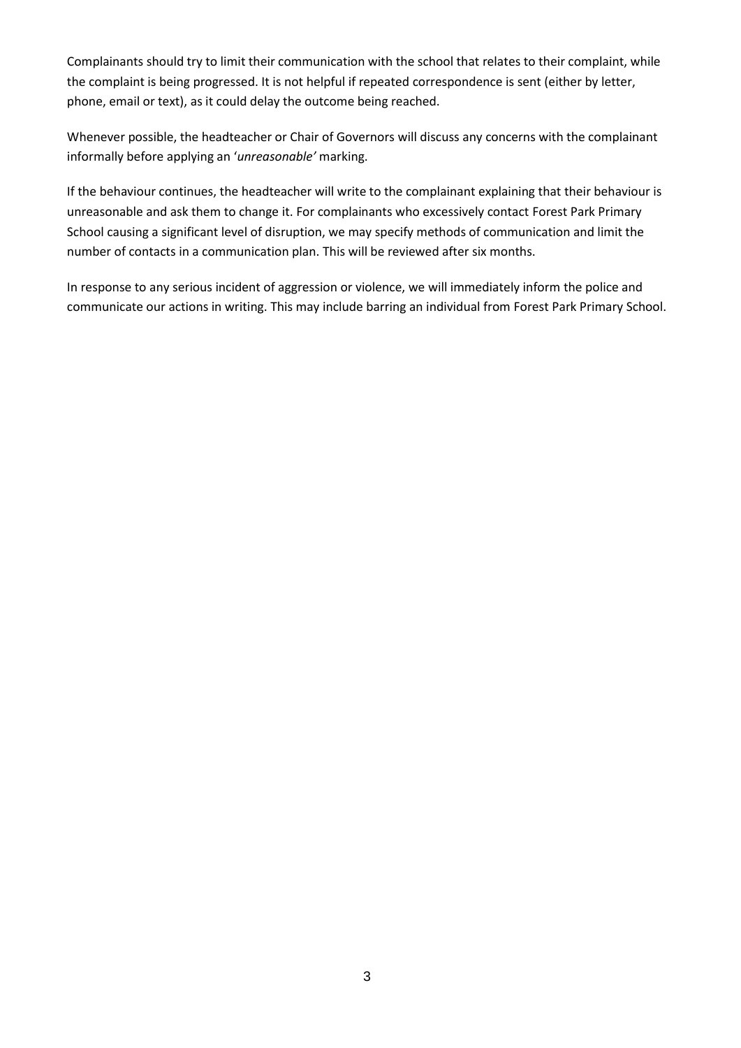Complainants should try to limit their communication with the school that relates to their complaint, while the complaint is being progressed. It is not helpful if repeated correspondence is sent (either by letter, phone, email or text), as it could delay the outcome being reached.

Whenever possible, the headteacher or Chair of Governors will discuss any concerns with the complainant informally before applying an '*unreasonable'* marking.

If the behaviour continues, the headteacher will write to the complainant explaining that their behaviour is unreasonable and ask them to change it. For complainants who excessively contact Forest Park Primary School causing a significant level of disruption, we may specify methods of communication and limit the number of contacts in a communication plan. This will be reviewed after six months.

In response to any serious incident of aggression or violence, we will immediately inform the police and communicate our actions in writing. This may include barring an individual from Forest Park Primary School.